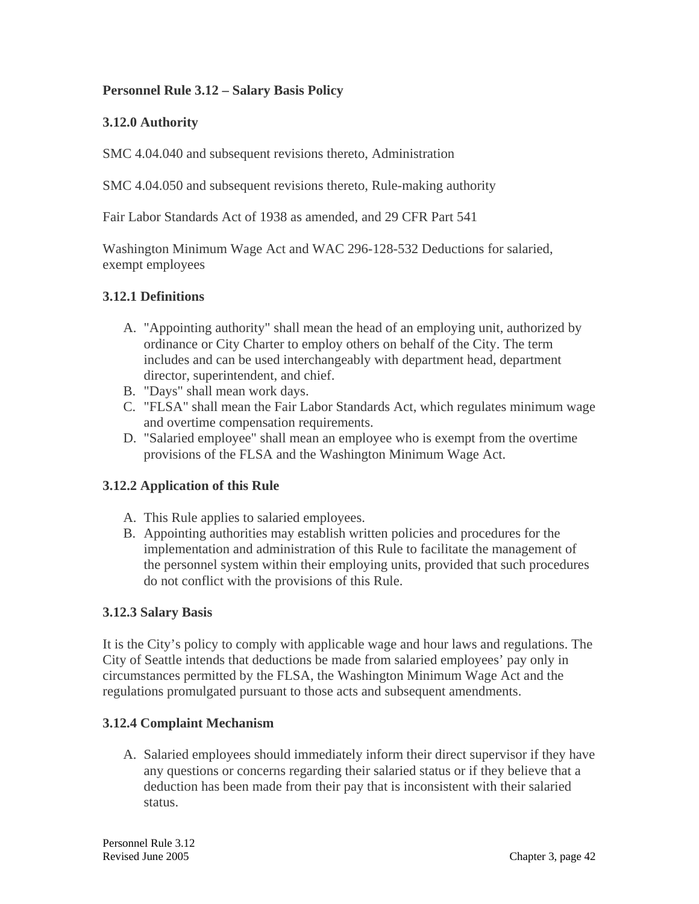**Personnel Rule 3.12 – Salary Basis Policy**

**3.12.0 Authority**

SMC 4.04.040 and subsequent revisions thereto, Administration

SMC 4.04.050 and subsequent revisions thereto, Rule-making authority

Fair Labor Standards Act of 1938 as amended, and 29 CFR Part 541

Washington Minimum Wage Act and WAC 296-128-532 Deductions for salaried, exempt employees

**3.12.1 Definitions**

A. "Appointing authority" shall mean the head of an employing unit, authorized by ordinance or City Charter to employ others on behalf of the City. The term includes and can be used interchangeably with department head, department director, superintendent, and chief.
B. "Days" shall mean work days.
C. "FLSA" shall mean the Fair Labor Standards Act, which regulates minimum wage and overtime compensation requirements.
D. "Salaried employee" shall mean an employee who is exempt from the overtime provisions of the FLSA and the Washington Minimum Wage Act.

**3.12.2 Application of this Rule**

A. This Rule applies to salaried employees.
B. Appointing authorities may establish written policies and procedures for the implementation and administration of this Rule to facilitate the management of the personnel system within their employing units, provided that such procedures do not conflict with the provisions of this Rule.

**3.12.3 Salary Basis**

It is the City's policy to comply with applicable wage and hour laws and regulations. The City of Seattle intends that deductions be made from salaried employees' pay only in circumstances permitted by the FLSA, the Washington Minimum Wage Act and the regulations promulgated pursuant to those acts and subsequent amendments.

**3.12.4 Complaint Mechanism**

A. Salaried employees should immediately inform their direct supervisor if they have any questions or concerns regarding their salaried status or if they believe that a deduction has been made from their pay that is inconsistent with their salaried status.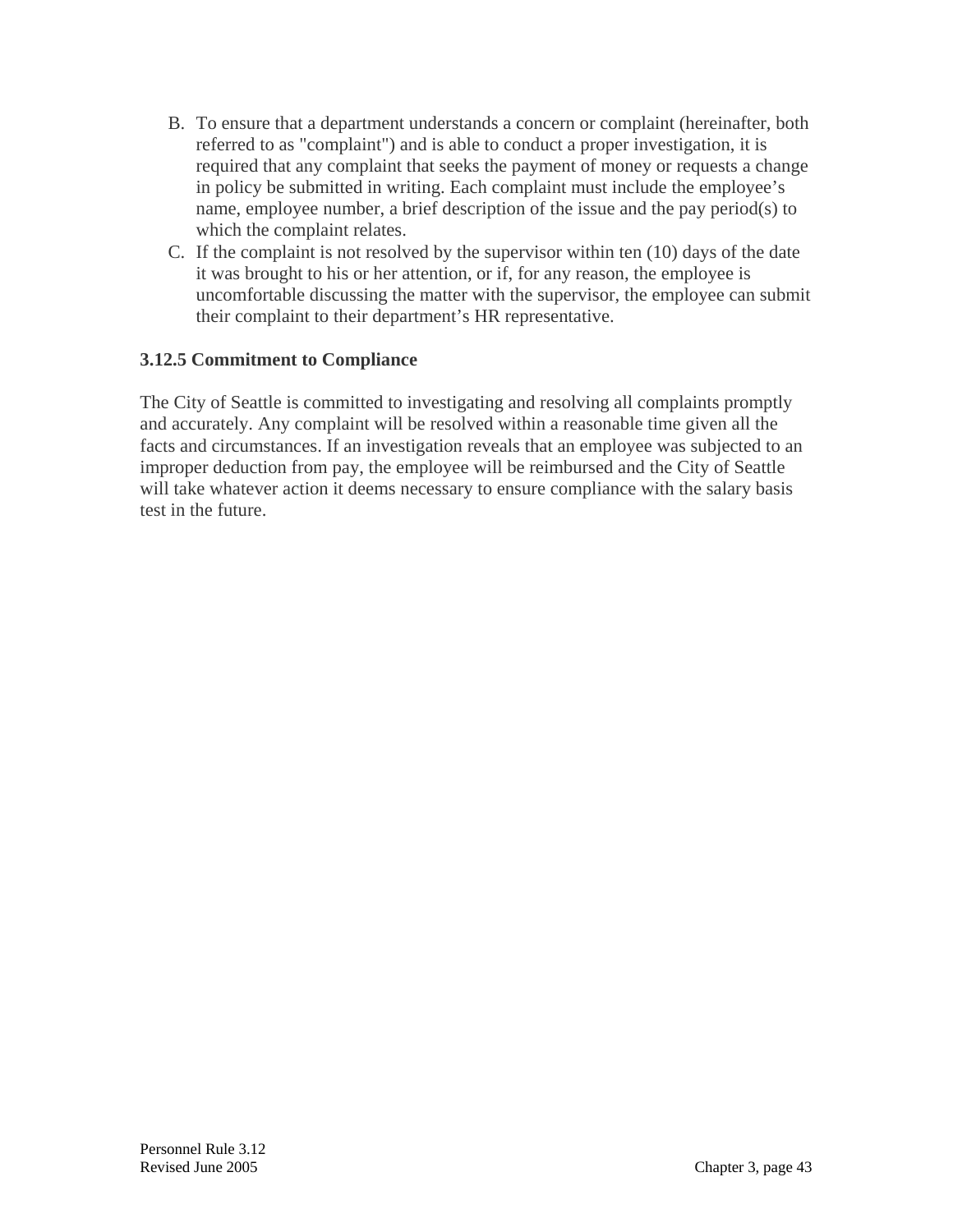B. To ensure that a department understands a concern or complaint (hereinafter, both referred to as "complaint") and is able to conduct a proper investigation, it is required that any complaint that seeks the payment of money or requests a change in policy be submitted in writing. Each complaint must include the employee's name, employee number, a brief description of the issue and the pay period(s) to which the complaint relates.
C. If the complaint is not resolved by the supervisor within ten (10) days of the date it was brought to his or her attention, or if, for any reason, the employee is uncomfortable discussing the matter with the supervisor, the employee can submit their complaint to their department's HR representative.

### 3.12.5 Commitment to Compliance

The City of Seattle is committed to investigating and resolving all complaints promptly and accurately. Any complaint will be resolved within a reasonable time given all the facts and circumstances. If an investigation reveals that an employee was subjected to an improper deduction from pay, the employee will be reimbursed and the City of Seattle will take whatever action it deems necessary to ensure compliance with the salary basis test in the future.